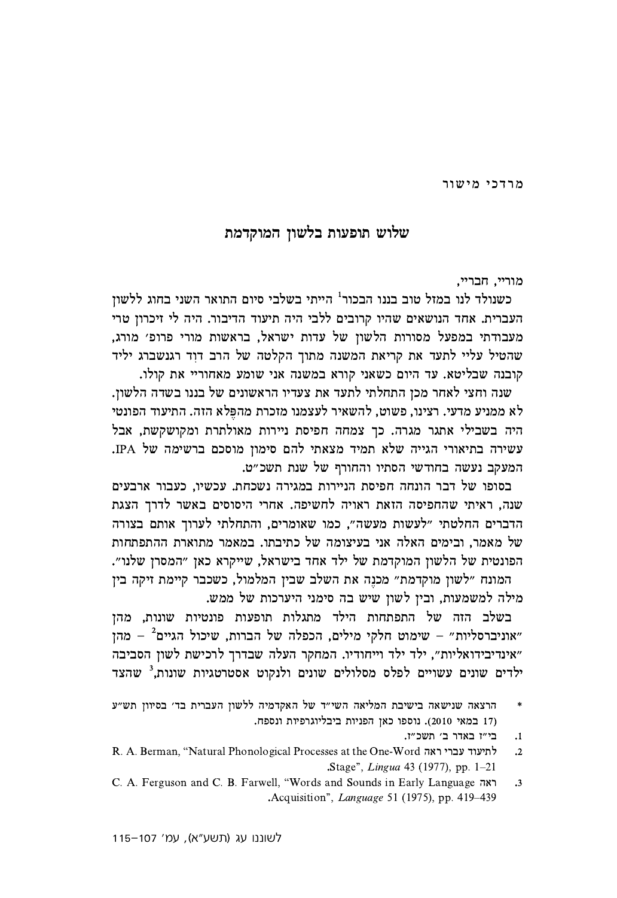מרדכי מישור

# שלוש תופעות בלשון המוקדמת

מוריי, חבריי,

כשנולד לנו במזל טוב בננו הבכור[1] הייתי בשלבי סיום התואר השני בחוג ללשון העברית. אחד הנושאים שהיו קרובים ללבי היה תיעוד הדיבור. היה לי זיכרון טרי מעבודתי במפעל מסורות הלשון של עדות ישראל, בראשות מורי פרופ׳ מורג, שהטיל עליי לתעד את קריאת המשנה מתוך הקלטה של הרב דוִד רגנשברג יליד קובנה שבליטא. עד היום כשאני קורא במשנה אני שומע מאחוריי את קולו.

שנה וחצי לאחר מכן התחלתי לתעד את צעדיו הראשונים של בננו בשדה הלשון. לא ממניע מדעי. רצינו, פשוט, להשאיר לעצמנו מזכרת מהפֶּלא הזה. התיעוד הפונטי היה בשבילי אתגר מגרה. כך צמחה חפיסת ניירות מאולתרת ומקושקשת, אבל עשירה בתיאורי הגייה שלא תמיד מצאתי להם סימון מוסכם ברשימה של IPA. המעקב נעשה בחודשי הסתיו והחורף של שנת תשכ״ט.

בסופו של דבר הונחה חפיסת הניירות במגירה נשכחת. עכשיו, כעבור ארבעים שנה, ראיתי שהחפיסה הזאת ראויה לחשיפה. אחרי היסוסים באשר לדרך הצגת הדברים החלטתי ״לעשות מעשה״, כמו שאומרים, והתחלתי לערוך אותם בצורה של מאמר, ובימים האלה אני בעיצומה של כתיבתו. במאמר מתוארת ההתפתחות הפונטית של הלשון המוקדמת של ילד אחד בישראל, שייקרא כאן ״המסרן שלנו״.

המונח ״לשון מוקדמת״ מכַנֶה את השלב שבין המלמול, כשכבר קיימת זיקה בין מילה למשמעות, ובין לשון שיש בה סימני היערכות של ממש.

בשלב הזה של התפתחות הילד מתגלות תופעות פונטיות שונות, מהן ״אוניברסליות״ – שימוט חלקי מילים, הכפלה של הברות, שיכול הגיים[2] – מהן ״אינדיבידואליות״, ילד ילד וייחודיו. המחקר העלה שבדרך לרכישת לשון הסביבה ילדים שונים עשויים לפלס מסלולים שונים ולנקוט אסטרטגיות שונות,[3] שהצד

---

\* הרצאה שנישאה בישיבת המליאה השי״ד של האקדמיה ללשון העברית בד׳ בסיון תש״ע (17 במאי 2010). נוספו כאן הפניות ביבליוגרפיות ונספח.

1. בי״ז באדר ב׳ תשכ״ז.
2. לתיעוד עברי ראה R. A. Berman, “Natural Phonological Processes at the One-Word Stage”, *Lingua* 43 (1977), pp. 1–21.
3. ראה C. A. Ferguson and C. B. Farwell, “Words and Sounds in Early Language Acquisition”, *Language* 51 (1975), pp. 419–439.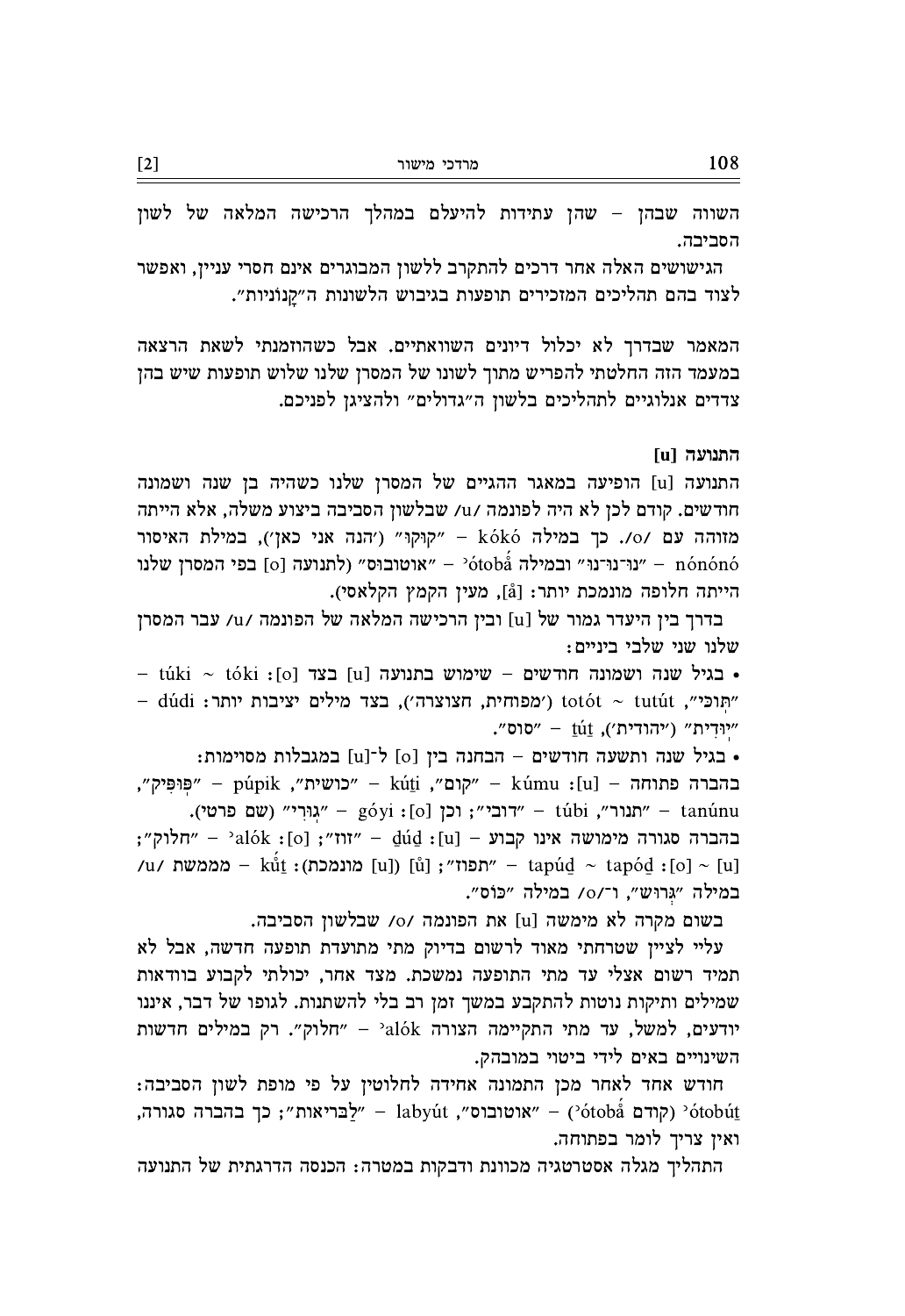השווה שבהן – שהן עתידות להיעלם במהלך הרכישה המלאה של לשון הסביבה.

הגישושים האלה אחר דרכים להתקרב ללשון המבוגרים אינם חסרי עניין, ואפשר לצוד בהם תהליכים המזכירים תופעות בגיבוש הלשונות ה"קָנוֹניות".

המאמר שבדרך לא יכלול דיונים השוואתיים. אבל כשהוזמנתי לשאת הרצאה במעמד הזה החלטתי להפריש מתוך לשונו של המסרן שלנו שלוש תופעות שיש בהן צדדים אנלוגיים לתהליכים בלשון ה"גדולים" ולהציגן לפניכם.

### התנועה [u]

התנועה [u] הופיעה במאגר ההגיים של המסרן שלנו כשהיה בן שנה ושמונה חודשים. קודם לכן לא היה לפונמה /u/ שבלשון הסביבה ביצוע משלה, אלא הייתה מזוהה עם /o/. כך במילה kókó – "קוקו" ('הנה אני כאן'), במילת האיסור nónónó – "נו־נו־נו" ובמילה ʾótobǻ – "אוטובוס" (לתנועה [o] בפי המסרן שלנו הייתה חלופה מונמכת יותר: [å], מעין הקמץ הקלאסי).

בדרך בין היעדר גמור של [u] ובין הרכישה המלאה של הפונמה /u/ עבר המסרן שלנו שני שלבי ביניים:

• בגיל שנה ושמונה חודשים – שימוש בתנועה [u] בצד [o]: túki ~ tóki – "תּוּכִּי", totót ~ tutút ('מפוחית, חצוצרה'), בצד מילים יציבות יותר: dúdi – "יוּדִית" ('יהודית'), ṯút – "סוס".

• בגיל שנה ותשעה חודשים – הבחנה בין [o] ל־[u] במגבלות מסוימות: בהברה פתוחה – [u]: kúmu – "קום", kúṯi – "כושית", púpik – "פּוּפִּיק", tanúnu – "תנור", túbi – "דובי"; וכן [o]: góyi – "גּוּרִי" (שם פרטי). בהברה סגורה מימושה אינו קבוע – [u]: ḏúḏ – "זוז"; [o]: ʾalók – "חלוק"; [u] ~ [o]: tapúḏ ~ tapóḏ – "תפוז"; [ů] ([u] מונמכת): kůṯ – ממשת /u/ במילה "גְּרוּש", ו־/o/ במילה "כּוֹס".

בשום מקרה לא מימשה [u] את הפונמה /o/ שבלשון הסביבה.

עליי לציין שטרחתי מאוד לרשום בדיוק מתי מתועדת תופעה חדשה, אבל לא תמיד רשום אצלי עד מתי התופעה נמשכת. מצד אחר, יכולתי לקבוע בוודאות שמילים ותיקות נוטות להתקבע במשך זמן רב בלי להשתנות. לגופו של דבר, איננו יודעים, למשל, עד מתי התקיימה הצורה ʾalók – "חלוק". רק במילים חדשות השינויים באים לידי ביטוי במובהק.

חודש אחד לאחר מכן התמונה אחידה לחלוטין על פי מופת לשון הסביבה: ʾótobúṯ (קודם ʾótobǻ) – "אוטובוס", labyút – "לַבריאות"; כך בהברה סגורה, ואין צריך לומר בפתוחה.

התהליך מגלה אסטרטגיה מכוונת ודבקות במטרה: הכנסה הדרגתית של התנועה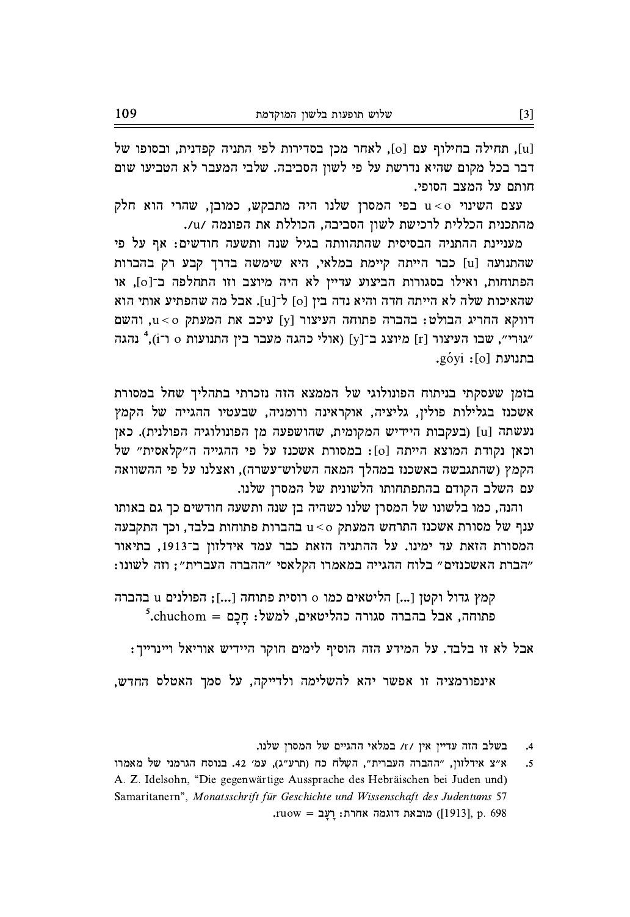[u], תחילה בחילוף עם [o], לאחר מכן בסדירות לפי התניה קפדנית, ובסופו של דבר בכל מקום שהיא נדרשת על פי לשון הסביבה. שלבי המעבר לא הטביעו שום חותם על המצב הסופי.

עצם השינוי u < o בפי המסרן שלנו היה מתבקש, כמובן, שהרי הוא חלק מהתכנית הכללית לרכישת לשון הסביבה, הכוללת את הפונמה /u/.

מעניינת ההתניה הבסיסית שהתהוותה בגיל שנה ותשעה חודשים: אף על פי שהתנועה [u] כבר הייתה קיימת במלאי, היא שימשה בדרך קבע רק בהברות הפתוחות, ואילו בסגורות הביצוע עדיין לא היה מיוצב וזו התחלפה ב־[o], או שהאיכות שלה לא הייתה חדה והיא נדה בין [o] ל־[u]. אבל מה שהפתיע אותי הוא דווקא החריג הבולט: בהברה פתוחה העיצור [y] עיכב את המעתק u < o, והשם "גורי", שבו העיצור [r] מיוצג ב־[y] (אולי כהגה מעבר בין התנועות o ר־i),[4] נהגה בתנועת [o]: góyi.

בזמן שעסקתי בניתוח הפונולוגי של הממצא הזה נזכרתי בתהליך שחל במסורת אשכנז בגלילות פולין, גליציה, אוקראינה ורומניה, שבעטיו ההגייה של הקמץ נעשתה [u] (בעקבות היידיש המקומית, שהושפעה מן הפונולוגיה הפולנית). כאן וכאן נקודת המוצא הייתה [o]: במסורת אשכנז על פי ההגייה ה"קלאסית" של הקמץ (שהתגבשה באשכנז במהלך המאה השלוש־עשרה), ואצלנו על פי ההשוואה עם השלב הקודם בהתפתחותו הלשונית של המסרן שלנו.

והנה, כמו בלשונו של המסרן שלנו כשהיה בן שנה ותשעה חודשים כך גם באותו ענף של מסורת אשכנז התרחש המעתק u < o בהברות פתוחות בלבד, וכך התקבעה המסורת הזאת עד ימינו. על ההתניה הזאת כבר עמד אידלזון ב־1913, בתיאור "הברת האשכנזים" בלוח ההגייה במאמרו הקלאסי "ההברה העברית"; וזה לשונו:

> קמץ גדול וקטן [...] הליטאים כמו o רוסית פתוחה [...]; הפולנים u בהברה פתוחה, אבל בהברה סגורה כהליטאים, למשל: חָכָם = chuchom.[5]

אבל לא זו בלבד. על המידע הזה הוסיף לימים חוקר היידיש אוריאל ויינרייך:

> אינפורמציה זו אפשר יהא להשלימה ולדייקה, על סמך האטלס החדש,

---

4. בשלב הזה עדיין אין /r/ במלאי ההגיים של המסרן שלנו.

5. א"צ אידלזון, "ההברה העברית", השִׁלֹּח כח (תרע"ג), עמ' 42. בנוסח הגרמני של מאמרו A. Z. Idelsohn, "Die gegenwärtige Aussprache des Hebräischen bei Juden und) Samaritanern", *Monatsschrift für Geschichte und Wissenschaft des Judentums* 57 ([1913], p. 698) מובאת דוגמה אחרת: רָעָב = ruow.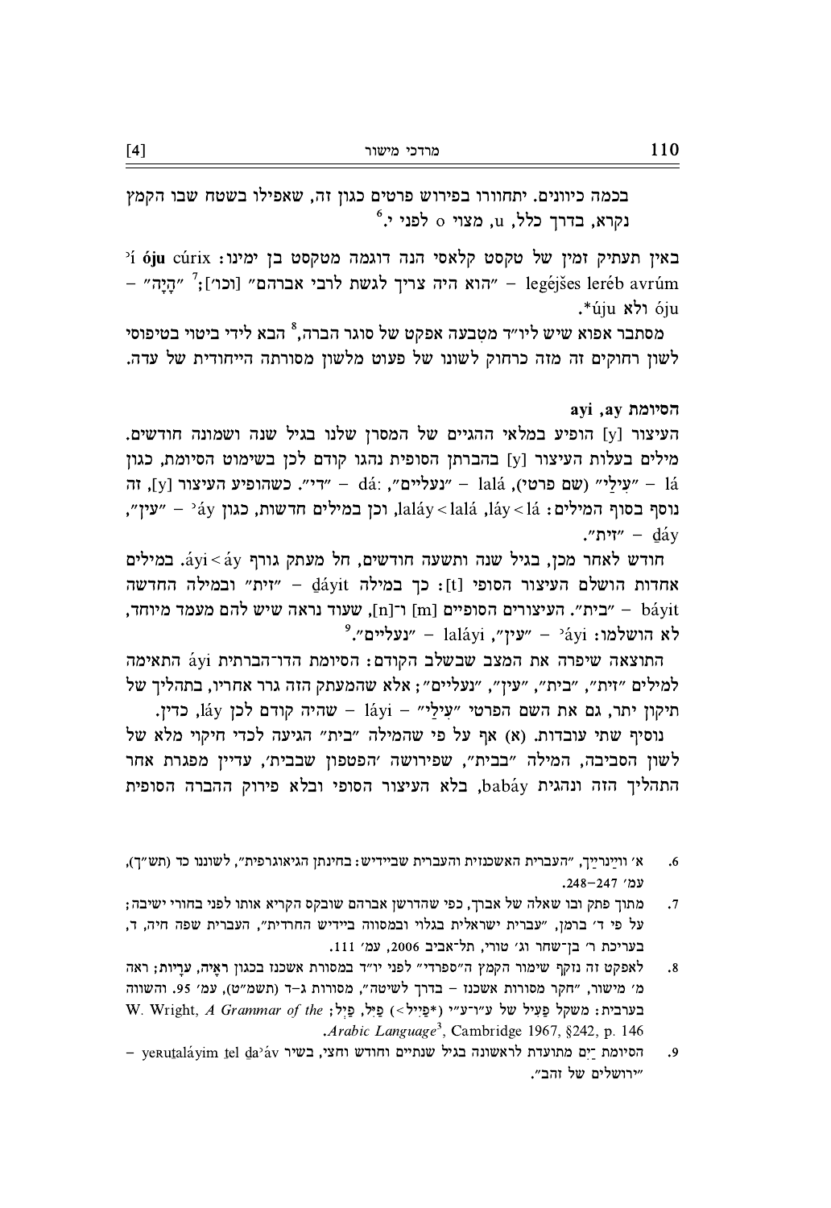בכמה כיוונים. יתחוורו בפירוש פרטים כגון זה, שאפילו בשטח שבו הקמץ נקרא, בדרך כלל, u, מצוי o לפני י.[6]

באין תעתיק זמין של טקסט קלאסי הנה דוגמה מטקסט בן ימינו: ʼí **óju** cúrix legéjšes leréb avrúm – "הוא היה צריך לגשת לרבי אברהם" [וכו'];[7] "הָיָה" – óju ולא *úju.

מסתבר אפוא שיש ליו"ד מטבעה אפקט של סוגר הברה,[8] הבא לידי ביטוי בטיפוסי לשון רחוקים זה מזה כרחוק לשונו של פעוט מלשון מסורתה הייחודית של עדה.

### הסיומת ay, ayi

העיצור [y] הופיע במלאי ההגיים של המסרן שלנו בגיל שנה ושמונה חודשים. מילים בעלות העיצור [y] בהברתן הסופית נהגו קודם לכן בשימוט הסומת, כגון lá – "עִילַי" (שם פרטי), lalá – "נעליים", dá: – "די". כשהופיע העיצור [y], זה נוסף בסוף המילים: láy < lá, laláy < lalá, וכן במילים חדשות, כגון ʼáy – "עין", ḏáy – "זית".

חודש לאחר מכן, בגיל שנה ותשעה חודשים, חל מעתק גורף áyi < áy. במילים אחדות הושלם העיצור הסופי [t]: כך במילה ḏáyit – "זית" ובמילה החדשה báyit – "בית". העיצורים הסופיים [m] ו־[n], שעוד נראה שיש להם מעמד מיוחד, לא הושלמו: ʼáyi – "עין", laláyi – "נעליים".[9]

התוצאה שיפרה את המצב שבשלב הקודם: הסיומת הדו־הברתית áyi התאימה למילים "זית", "בית", "עין", "נעליים"; אלא שהמעתק הזה גרר אחריו, בתהליך של תיקון יתר, גם את השם הפרטי "עִילַי" – láyi – שהיה קודם לכן láy, כדין.

נוסיף שתי עובדות. (א) אף על פי שהמילה "בית" הגיעה לכדי חיקוי מלא של לשון הסביבה, המילה "בבית", שפירושה 'הפטפון שבבית', עדיין מפגרת אחר התהליך הזה ונהגית babáy, בלא העיצור הסופי ובלא פירוק ההברה הסופית

---

6. א' וויינרייך, "העברית האשכנזית והעברית שביידיש: בחינתן הגיאוגרפית", לשוננו כד (תש"ך), עמ' 247–248.

7. מתוך פתק ובו שאלה של אברך, כפי שהדרשן אברהם שובקס הקריא אותו לפני בחורי ישיבה; על פי ד' ברמן, "עברית ישראלית בגלוי ובמסווה ביידיש החרדית", העברית שפה חיה, ד, בעריכת ר' בן־שחר וג' טורי, תל־אביב 2006, עמ' 111.

8. לאפקט זה נזקף שימור הקמץ ה"ספרדי" לפני יו"ד במסורת אשכנז בכגון רָאִיָה, עָרָיוֹת; ראה מ' מישור, "חקר מסורות אשכנז – בדרך לשיטה", מסורות ג–ד (תשמ"ט), עמ' 95. והשווה בערבית: משקל פַעִיל של ע"ו־ע"י (*פַיִיל<) פַיִל, פַיְל; W. Wright, *A Grammar of the Arabic Language*[3], Cambridge 1967, §242, p. 146.

9. הסיומת ־ַיִם מתועדת לראשונה בגיל שנתיים וחודש וחצי, בשיר yeruṯaláyim ṯel ḏaʼáv – "ירושלים של זהב".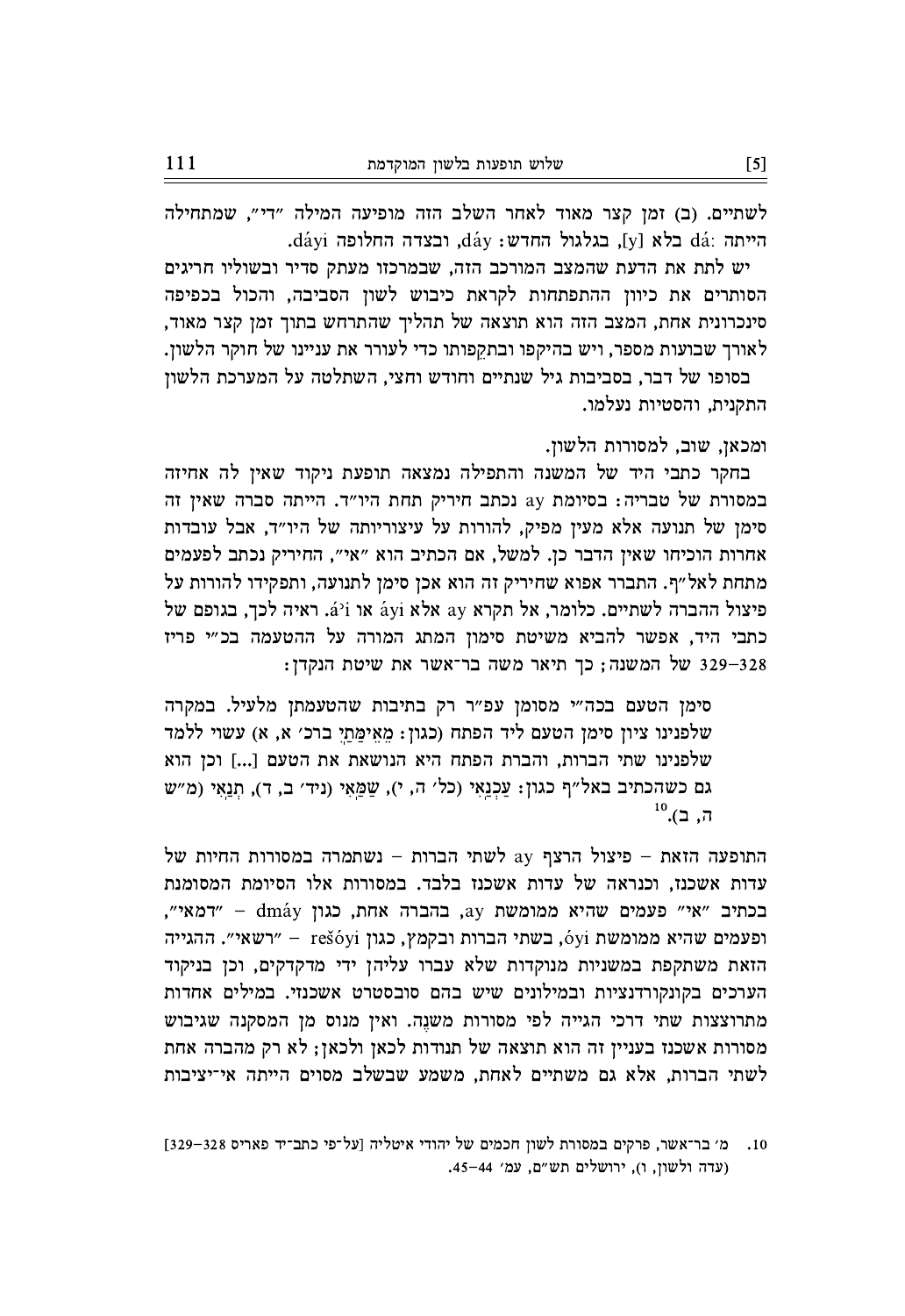לשתיים. (ב) זמן קצר מאוד לאחר השלב הזה מופיעה המילה "די", שמתחילה הייתה :dá בלא [y], בגלגול החדש: dáy, ובצדה החלופה dáyi.

יש לתת את הדעת שהמצב המורכב הזה, שבמרכזו מעתק סדיר ובשוליו חריגים הסותרים את כיוון ההתפתחות לקראת כיבוש לשון הסביבה, והכול בכפיפה סינכרונית אחת, המצב הזה הוא תוצאה של תהליך שהתרחש בתוך זמן קצר מאוד, לאורך שבועות מספר, ויש בהיקפו ובתקפותו כדי לעורר את עניינו של חוקר הלשון.

בסופו של דבר, בסביבות גיל שנתיים וחודש וחצי, השתלטה על המערכת הלשון התקנית, והסטיות נעלמו.

ומכאן, שוב, למסורות הלשון.

בחקר כתבי היד של המשנה והתפילה נמצאה תופעת ניקוד שאין לה אחיזה במסורת של טבריה: בסיומת ay נכתב חיריק תחת היו"ד. הייתה סברה שאין זה סימן של תנועה אלא מעין מפיק, להורות על עיצוריותה של היו"ד, אבל עובדות אחרות הוכיחו שאין הדבר כן. למשל, אם הכתיב הוא "אי", החיריק נכתב לפעמים מתחת לאל"ף. התברר אפוא שחיריק זה הוא אכן סימן לתנועה, ותפקידו להורות על פיצול ההברה לשתיים. כלומר, אל תקרא ay אלא áyi או áʾi. ראיה לכך, בגופם של כתבי היד, אפשר להביא משיטת סימון המתג המורה על ההטעמה בכ"י פריז 328–329 של המשנה; כך תיאר משה בר־אשר את שיטת הנקדן:

> סימן הטעם בכה"י מסומן עפ"ר רק בתיבות שהטעמתן מלעיל. במקרה שלפנינו ציון סימן הטעם ליד הפתח (כגון: מֵאֵימָתַיִ ברכ׳ א, א) עשוי ללמד שלפנינו שתי הברות, והברת הפתח היא הנושאת את הטעם [...] וכן הוא גם כשהכתיב באל"ף כגון: עַכְנַאִי (כל׳ ה, י), שַמַּאִי (ניד׳ ב, ד), תְנַאִי (מ"ש ה, ב).[10]

התופעה הזאת – פיצול הרצף ay לשתי הברות – נשתמרה במסורות החיות של עדות אשכנז, וכנראה של עדות אשכנז בלבד. במסורות אלו הסיומת המסומנת בכתיב "אי" פעמים שהיא ממומשת ay, בהברה אחת, כגון dmáy – "דמאי", ופעמים שהיא ממומשת óyi, בשתי הברות ובקמץ, כגון rešóyi – "רשאי". ההגייה הזאת משתקפת במשניות מנוקדות שלא עברו עליהן ידי מדקדקים, וכן בניקוד הערכים בקונקורדנציות ובמילונים שיש בהם סובסטרט אשכנזי. במילים אחדות מתרוצצות שתי דרכי הגייה לפי מסורות משנֶה. ואין מנוס מן המסקנה שגיבוש מסורות אשכנז בעניין זה הוא תוצאה של תנודות לכאן ולכאן; לא רק מהברה אחת לשתי הברות, אלא גם משתיים לאחת, משמע שבשלב מסוים הייתה אי־יציבות

10. מ׳ בר־אשר, פרקים במסורות לשון חכמים של יהודי איטליה [על־פי כתב־יד פאריס 328–329] (עדה ולשון, ו), ירושלים תש"ם, עמ׳ 44–45.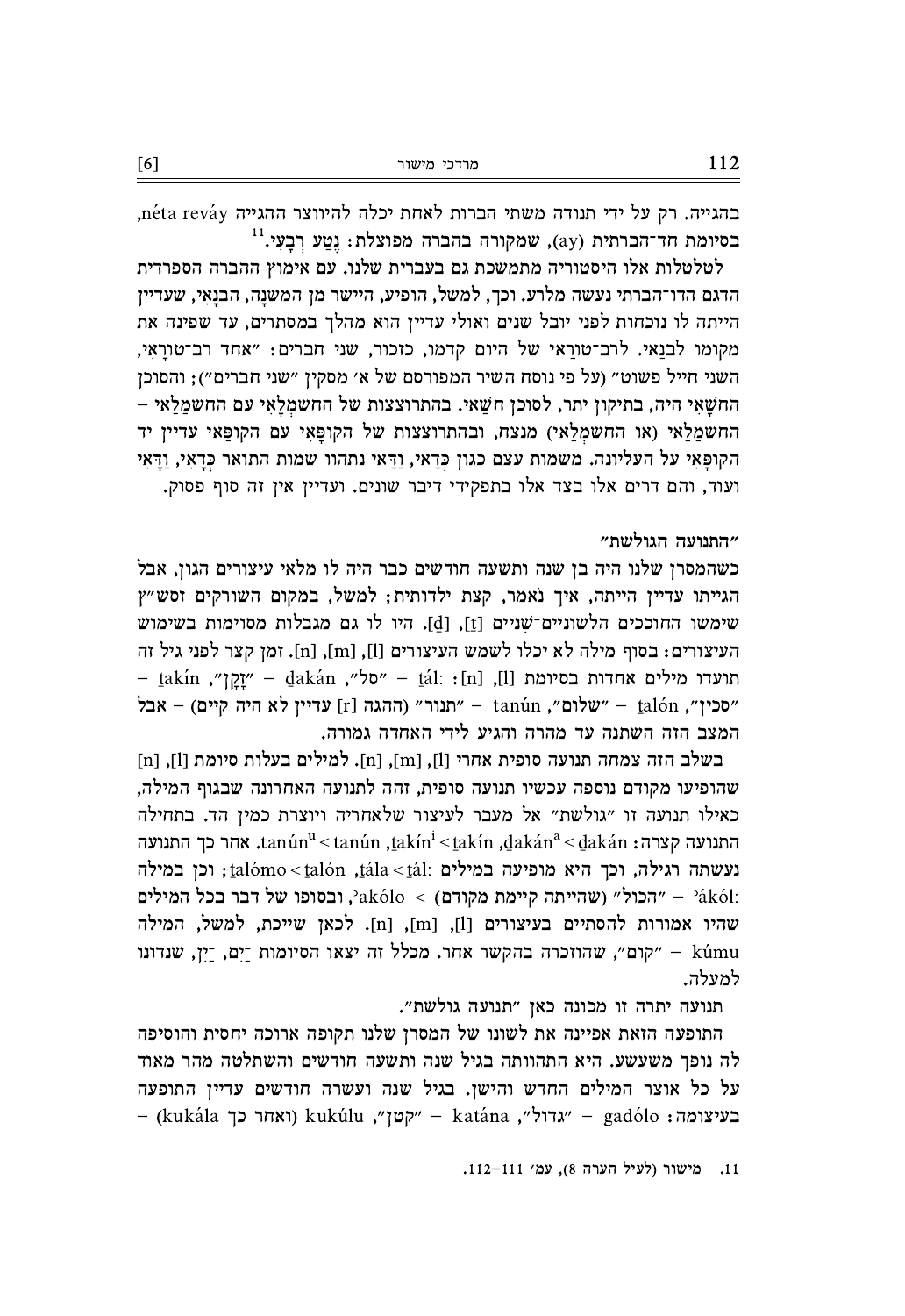בהגייה. רק על ידי תנודה משתי הברות לאחת יכלה להיווצר ההגייה néta reváy, בסיומת חד־הברתית (ay), שמקורה בהברה מפוצלת: נֶטַע רְבָעִי.[11]

לטלטלות אלו היסטוריה מתמשכת גם בעברית שלנו. עם אימוץ ההברה הספרדית הדגם הדו־הברתי נעשה מלרע. וכך, למשל, הופיע, היישר מן המשנה, הבנָאִי, שעדיין הייתה לו נוכחות לפני יובל שנים ואולי עדיין הוא מהלך במסתרים, עד שפינה את מקומו לבנַאי. לרב־טוראי של היום קדמו, כזכור, שני חברים: "אחד רב־טורָאִי, השני חייל פשוט" (על פי נוסח השיר המפורסם של א' מסקין "שני חברים"); והסוכן החשָאִי היה, בתיקון יותר, לסוכן חשַאי. בהתרוצצות של החשמלָאִי עם החשמַלַאי – החשמלָאִי (או החשמְלַאי) מנצח, ובהתרוצצות של הקופָּאִי עם הקופַּאי עדיין יד הקופָּאִי על העליונה. משמות עצם כגון כְּדַאי, וַדַּאי נתהוו שמות התואר כְּדָאִי, וַדָּאִי ועוד, והם דרים אלו בצד אלו בתפקידי דיבור שונים. ועדיין אין זה סוף פסוק.

## "התנועה הגולשת"

כשהמסרן שלנו היה בן שנה ותשעה חודשים כבר היה לו מלאי עיצורים הגון, אבל הגייתו עדיין הייתה, איך נֹאמר, קצת ילדותית; למשל, במקום השורקים זסש"ץ שימשו החוככים הלשוניים־שִׁניים [ṯ], [ḏ]. היו לו גם מגבלות מסוימות בשימוש העיצורים: בסוף מילה לא יכלו לשמש העיצורים [l], [m], [n]. זמן קצר לפני גיל זה תועדו מילים אחדות בסיומת [l], [n]: ṯál – "סל", ḏakán – "זָקָן", ṯakín – "סכין", ṯalón – "שלום", tanún – "תנור" (ההגה [r] עדיין לא היה קיים) – אבל המצב הזה השתנה עד מהרה והגיע לידי האחדה גמורה.

בשלב הזה צמחה תנועה סופית אחרי [l], [m], [n]. למילים בעלות סיומת [l], [n] שהופיעו מקודם נוספה עכשיו תנועה סופית, זהה לתנועה האחרונה שבגוף המילה, כאילו תנועה זו "גולשת" אל מעבר לעיצור שלאחריה ויוצרת כמין הד. בתחילה התנועה קצרה: ḏakánᵃ > ḏakán, ṯakínⁱ > ṯakín, tanúnᵘ > tanún. אחר כך התנועה נעשתה רגילה, וכך היא מופיעה במילים: ṯála > ṯál, ṯalómo > ṯalón; וכן במילה ʾákól: – "הכול" (שהייתה קיימת מקודם) > ʾakólo, ובסופו של דבר בכל המילים שהיו אמורות להסתיים בעיצורים [l], [m], [n]. לכאן שייכת, למשל, המילה kúmu – "קום", שהוזכרה בהקשר אחר. מכלל זה יצאו הסיומות ־ַיִם, ־ַיִן, שנדונו למעלה.

תנועה יתרה זו מכונה כאן "תנועה גולשת".

התופעה הזאת אפיינה את לשונו של המסרן שלנו תקופה ארוכה יחסית והוסיפה לה נופך משעשע. היא התהוותה בגיל שנה ותשעה חודשים והשתלטה מהר מאוד על כל אוצר המילים החדש והישן. בגיל שנה ועשרה חודשים עדיין התופעה בעיצומה: gadólo – "גדול", katána – "קטן", kukúlu (ואחר כך kukála) –

11. מישור (לעיל הערה 8), עמ' 111–112.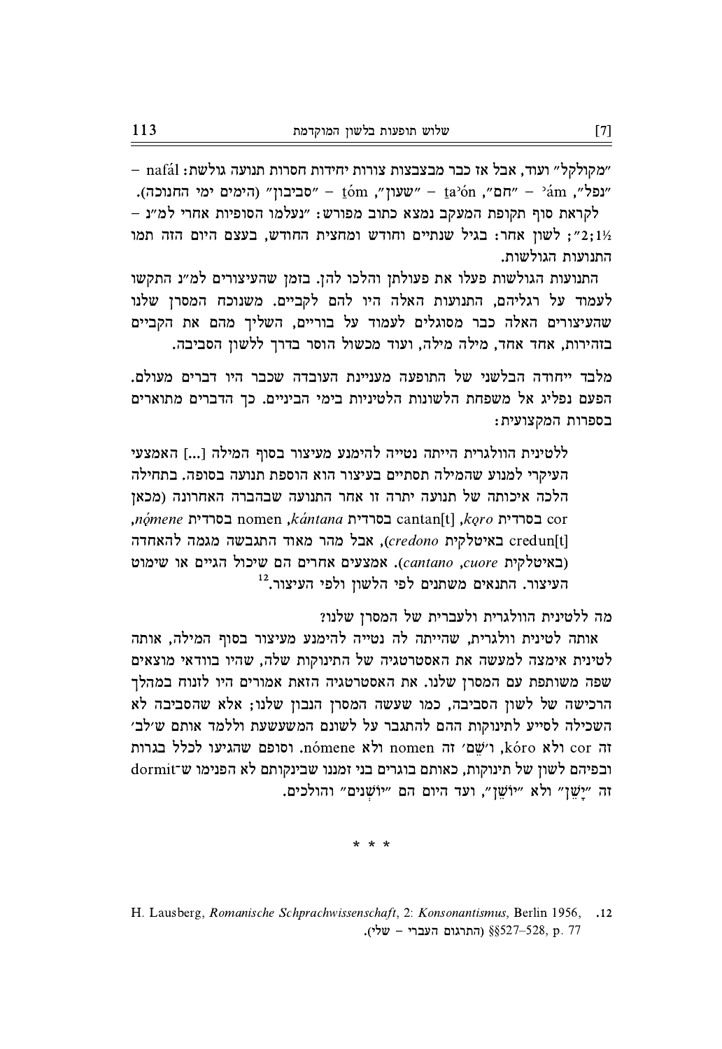"מקולקל" ועוד, אבל אז כבר מבצבצות צורות יחידות חסרות תנועה גולשת: nafál – "נפל", ʾám – "חם", ṯaʾón – "שעון", ṯóm – "סביבון" (הימים ימי החנוכה).

לקראת סוף תקופת המעקב נמצא כתוב מפורש: "נעלמו הסופיות אחרי למ"נ – 2;1½"; לשון אחר: בגיל שנתיים וחודש ומחצית החודש, בעצם היום הזה תמו התנועות הגולשות.

התנועות הגולשות פעלו את פעולתן והלכו להן. בזמן שהעיצורים למ"נ התקשו לעמוד על רגליהם, התנועות האלה היו להם לקביים. משנוכח המסרן שלנו שהעיצורים האלה כבר מסוגלים לעמוד על בוריים, השליך מהם את הקביים בזהירות, אחד אחד, מילה מילה, ועוד מכשול הוסר בדרך ללשון הסביבה.

מלבד ייחודה הבלשני של התופעה מעניינת העובדה שכבר היו דברים מעולם. הפעם נפליג אל משפחת הלשונות הלטיניות בימי הביניים. כך הדברים מתוארים בספרות המקצועית:

> ללטינית הוולגרית הייתה נטייה להימנע מעיצור בסוף המילה [...] האמצעי העיקרי למנוע שהמילה תסתיים בעיצור הוא הוספת תנועה בסופה. בתחילה הלכה איכותה של תנועה יתרה זו אחר התנועה שבהברה האחרונה (מכאן cor בסרדית *kǫro*, cantan[t] בסרדית *kántana*, nomen בסרדית *nǫ́mene*, credun[t] באיטלקית *credono*), אבל מהר מאוד התגבשה מגמה להאחדה (באיטלקית *cuore*, *cantano*). אמצעים אחרים הם שיכול הגיים או שימוט העיצור. התנאים משתנים לפי הלשון ולפי העיצור.[12]

מה ללטינית הוולגרית ולעברית של המסרן שלנו?

אותה לטינית וולגרית, שהייתה לה נטייה להימנע מעיצור בסוף המילה, אותה לטינית אימצה למעשה את האסטרטגיה של התינוקות שלה, שהיו בוודאי מוצאים שפה משותפת עם המסרן שלנו. את האסטרטגיה הזאת אמורים היו לזנוח במהלך הרכישה של לשון הסביבה, כמו שעשה המסרן הנבון שלנו; אלא שהסביבה לא השכילה לסייע לתינוקות ההם להתגבר על לשונם המשעשעת וללמד אותם ש'לב' זה cor ולא kóro, ו'שֵׁם' זה nomen ולא nómene. וסופם שהגיעו לכלל בגרות ובפיהם לשון של תינוקות, כאותם בוגרים בני זמננו שבינקותם לא הפנימו ש־dormit זה "יָשֵׁן" ולא "יוֹשֵׁן", ועד היום הם "יוֹשְׁנִים" והולכים.

\* \* \*

12. H. Lausberg, *Romanische Schprachwissenschaft*, 2: *Konsonantismus*, Berlin 1956, §§527–528, p. 77 (התרגום העברי – שלי).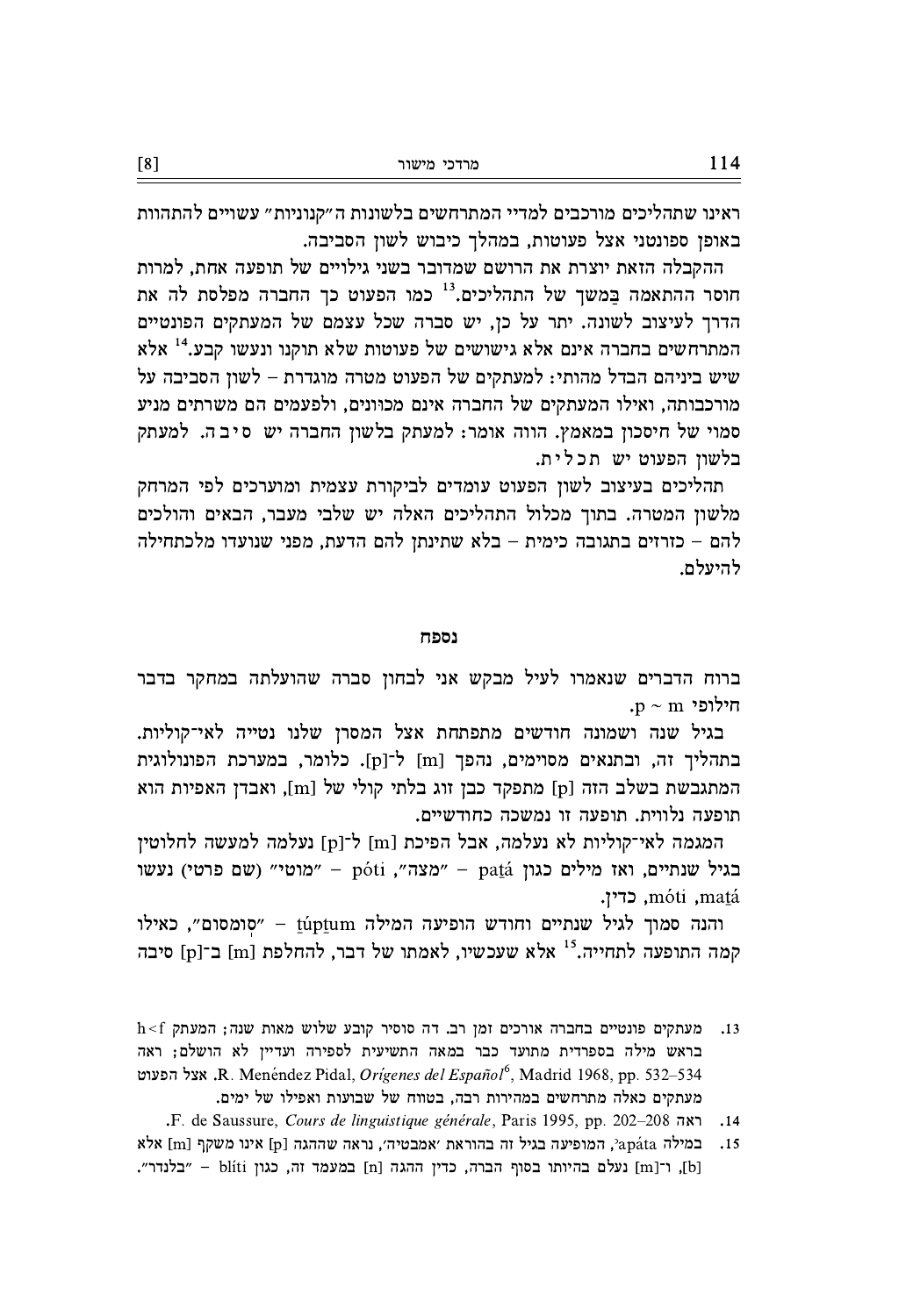ראינו שתהליכים מורכבים למדיי המתרחשים בלשונות ה"קנוניות" עשויים להתהוות באופן ספונטני אצל פעוטות, במהלך כיבוש לשון הסביבה.

ההקבלה הזאת יוצרת את הרושם שמדובר בשני גילויים של תופעה אחת, למרות חוסר ההתאמה בַמשך של התהליכים.[13] כמו הפעוט כך החברה מפלסת לה את הדרך לעיצוב לשונה. יתר על כן, יש סברה שכל עצמם של המעתקים הפונטיים המתרחשים בחברה אינם אלא גישושים של פעוטות שלא תוקנו ונעשו קבע.[14] אלא שיש ביניהם הבדל מהותי: למעתקים של הפעוט מטרה מוגדרת – לשון הסביבה על מורכבותה, ואילו המעתקים של החברה אינם מכוונים, ולפעמים הם משרתים מניע סמוי של חיסכון במאמץ. הווה אומר: למעתק בלשון החברה יש ס י ב ה. למעתק בלשון הפעוט יש ת כ ל י ת.

תהליכים בעיצוב לשון הפעוט עומדים לביקורת עצמית ומוערכים לפי המרחק מלשון המטרה. בתוך מכלול התהליכים האלה יש שלבי מעבר, הבאים והולכים להם – כזרזים בתגובה כימית – בלא שתינתן להם הדעת, מפני שנועדו מלכתחילה להיעלם.

## נספח

ברוח הדברים שנאמרו לעיל מבקש אני לבחון סברה שהועלתה במחקר בדבר חילופי p ~ m.

בגיל שנה ושמונה חודשים מתפתחת אצל המסרן שלנו נטייה לאי־קוליות. בתהליך זה, ובתנאים מסוימים, נהפך [m] ל־[p]. כלומר, במערכת הפונולוגית המתגבשת בשלב הזה [p] מתפקד כבן זוג בלתי קולי של [m], ואבדן האפיות הוא תופעה נלווית. תופעה זו נמשכה כחודשיים.

המגמה לאי־קוליות לא נעלמה, אבל הפיכת [m] ל־[p] נעלמה למעשה לחלוטין בגיל שנתיים, ואז מילים כגון patá – "מצה", póti – "מוטי" (שם פרטי) נעשו matá, móti, כדין.

והנה סמוך לגיל שנתיים וחודש הופיעה המילה túptum – "סוּמסום", כאילו קמה התופעה לתחייה.[15] אלא שעכשיו, לאמתו של דבר, להחלפת [m] ב־[p] סיבה

---

13. מעתקים פונטיים בחברה אורכים זמן רב. דה סוסיר קובע שלוש מאות שנה; המעתק h<f בראש מילה בספרדית מתועד כבר במאה התשיעית לספירה ועדיין לא הושלם; ראה R. Menéndez Pidal, *Orígenes del Español*[6], Madrid 1968, pp. 532–534. אצל הפעוט מעתקים כאלה מתרחשים במהירות רבה, בטווח של שבועות ואפילו של ימים.

14. ראה F. de Saussure, *Cours de linguistique générale*, Paris 1995, pp. 202–208.

15. במילה ʔapáta, המופיעה בגיל זה בהוראת 'אמבטיה', נראה שההגה [p] אינו משקף [m] אלא [b], ו־[m] נעלם בהיותו בסוף הברה, כדין ההגה [n] במעמד זה, כגון blíti – "בלנדר".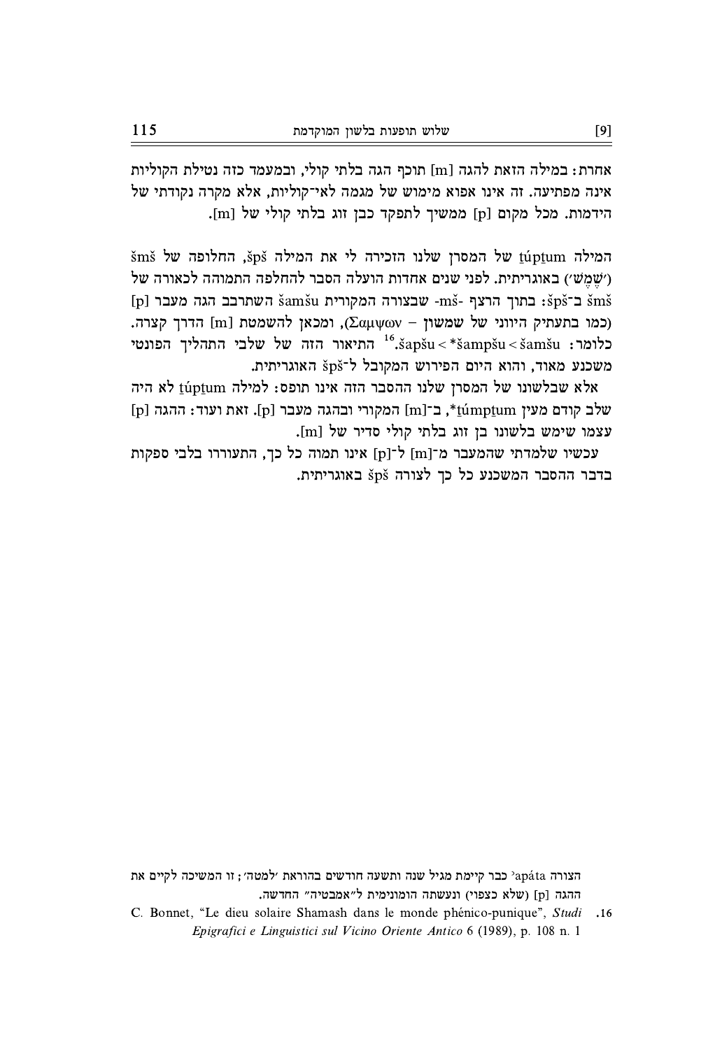אחרת: במילה הזאת להגה [m] תוכף הגה בלתי קולי, ובמעמד כזה נטילת הקוליות אינה מפתיעה. זה אינו אפוא מימוש של מגמה לאי־קוליות, אלא מקרה נקודתי של הידמות. מכל מקום [p] ממשיך לתפקד כבן זוג בלתי קולי של [m].

המילה túpṯum של המסרן שלנו הזכירה לי את המילה špš, החלופה של šmš ('שֶׁמֶשׁ') באוגריתית. לפני שנים אחדות הועלה הסבר להחלפה התמוהה לכאורה של šmš ב־špš: בתוך הרצף ‎-mš-‎ שבצורה המקורית šamšu השתרבב הגה מעבר [p] (כמו בתעתיק היווני של שמשון – Σαμψων), ומכאן להשמטת [m] הדרך קצרה. כלומר: šapšu < *šampšu < šamšu.[16] התיאור הזה של שלבי התהליך הפונטי משכנע מאוד, והוא היום הפירוש המקובל ל־špš האוגריתית.

אלא שבלשונו של המסרן שלנו ההסבר הזה אינו תופס: למילה túpṯum לא היה שלב קודם מעין *ṯúmpṯum, ב־[m] המקורי ובהגה מעבר [p]. זאת ועוד: ההגה [p] עצמו שימש בלשונו בן זוג בלתי קולי סדיר של [m].

עכשיו שלמדתי שהמעבר מ־[m] ל־[p] אינו תמוה כל כך, התעוררו בלבי ספקות בדבר ההסבר המשכנע כל כך לצורה špš באוגריתית.

---

הצורה ʾapáta כבר קיימת מגיל שנה ותשעה חודשים בהוראת 'למטה'; זו המשיכה לקיים את ההגה [p] (שלא כצפוי) ונעשתה הומונימית ל"אמבטיה" החדשה.

16. C. Bonnet, "Le dieu solaire Shamash dans le monde phénico-punique", *Studi Epigrafici e Linguistici sul Vicino Oriente Antico* 6 (1989), p. 108 n. 1